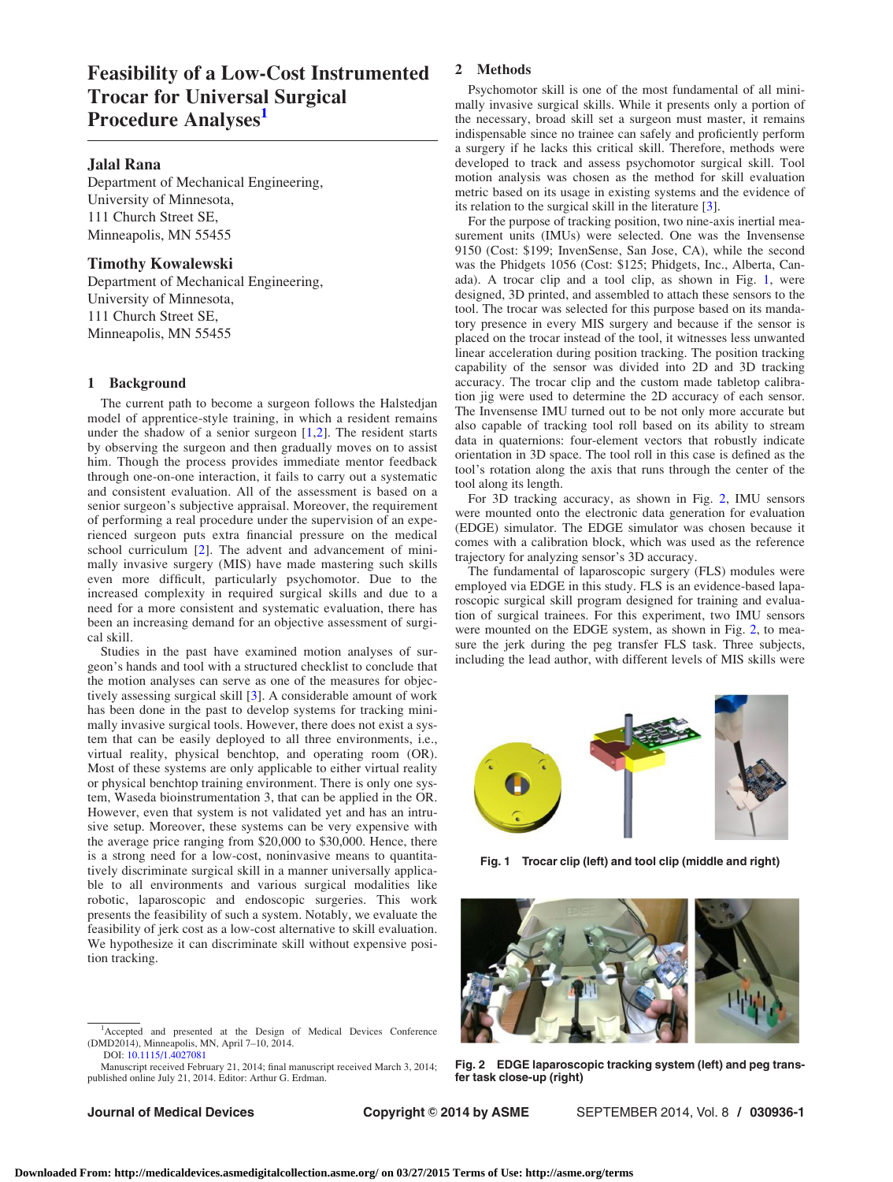# Feasibility of a Low-Cost Instrumented Trocar for Universal Surgical Procedure Analyses[1]

**Jalal Rana**
Department of Mechanical Engineering,
University of Minnesota,
111 Church Street SE,
Minneapolis, MN 55455

**Timothy Kowalewski**
Department of Mechanical Engineering,
University of Minnesota,
111 Church Street SE,
Minneapolis, MN 55455

## 1 Background

The current path to become a surgeon follows the Halstedjan model of apprentice-style training, in which a resident remains under the shadow of a senior surgeon [1,2]. The resident starts by observing the surgeon and then gradually moves on to assist him. Though the process provides immediate mentor feedback through one-on-one interaction, it fails to carry out a systematic and consistent evaluation. All of the assessment is based on a senior surgeon's subjective appraisal. Moreover, the requirement of performing a real procedure under the supervision of an experienced surgeon puts extra financial pressure on the medical school curriculum [2]. The advent and advancement of minimally invasive surgery (MIS) have made mastering such skills even more difficult, particularly psychomotor. Due to the increased complexity in required surgical skills and due to a need for a more consistent and systematic evaluation, there has been an increasing demand for an objective assessment of surgical skill.

Studies in the past have examined motion analyses of surgeon's hands and tool with a structured checklist to conclude that the motion analyses can serve as one of the measures for objectively assessing surgical skill [3]. A considerable amount of work has been done in the past to develop systems for tracking minimally invasive surgical tools. However, there does not exist a system that can be easily deployed to all three environments, i.e., virtual reality, physical benchtop, and operating room (OR). Most of these systems are only applicable to either virtual reality or physical benchtop training environment. There is only one system, Waseda bioinstrumentation 3, that can be applied in the OR. However, even that system is not validated yet and has an intrusive setup. Moreover, these systems can be very expensive with the average price ranging from \$20,000 to \$30,000. Hence, there is a strong need for a low-cost, noninvasive means to quantitatively discriminate surgical skill in a manner universally applicable to all environments and various surgical modalities like robotic, laparoscopic and endoscopic surgeries. This work presents the feasibility of such a system. Notably, we evaluate the feasibility of jerk cost as a low-cost alternative to skill evaluation. We hypothesize it can discriminate skill without expensive position tracking.

## 2 Methods

Psychomotor skill is one of the most fundamental of all minimally invasive surgical skills. While it presents only a portion of the necessary, broad skill set a surgeon must master, it remains indispensable since no trainee can safely and proficiently perform a surgery if he lacks this critical skill. Therefore, methods were developed to track and assess psychomotor surgical skill. Tool motion analysis was chosen as the method for skill evaluation metric based on its usage in existing systems and the evidence of its relation to the surgical skill in the literature [3].

For the purpose of tracking position, two nine-axis inertial measurement units (IMUs) were selected. One was the Invensense 9150 (Cost: \$199; InvenSense, San Jose, CA), while the second was the Phidgets 1056 (Cost: \$125; Phidgets, Inc., Alberta, Canada). A trocar clip and a tool clip, as shown in Fig. 1, were designed, 3D printed, and assembled to attach these sensors to the tool. The trocar was selected for this purpose based on its mandatory presence in every MIS surgery and because if the sensor is placed on the trocar instead of the tool, it witnesses less unwanted linear acceleration during position tracking. The position tracking capability of the sensor was divided into 2D and 3D tracking accuracy. The trocar clip and the custom made tabletop calibration jig were used to determine the 2D accuracy of each sensor. The Invensense IMU turned out to be not only more accurate but also capable of tracking tool roll based on its ability to stream data in quaternions: four-element vectors that robustly indicate orientation in 3D space. The tool roll in this case is defined as the tool's rotation along the axis that runs through the center of the tool along its length.

For 3D tracking accuracy, as shown in Fig. 2, IMU sensors were mounted onto the electronic data generation for evaluation (EDGE) simulator. The EDGE simulator was chosen because it comes with a calibration block, which was used as the reference trajectory for analyzing sensor's 3D accuracy.

The fundamental of laparoscopic surgery (FLS) modules were employed via EDGE in this study. FLS is an evidence-based laparoscopic surgical skill program designed for training and evaluation of surgical trainees. For this experiment, two IMU sensors were mounted on the EDGE system, as shown in Fig. 2, to measure the jerk during the peg transfer FLS task. Three subjects, including the lead author, with different levels of MIS skills were

Fig. 1 Trocar clip (left) and tool clip (middle and right)

Fig. 2 EDGE laparoscopic tracking system (left) and peg transfer task close-up (right)

[1] Accepted and presented at the Design of Medical Devices Conference (DMD2014), Minneapolis, MN, April 7–10, 2014.
DOI: 10.1115/1.4027081
Manuscript received February 21, 2014; final manuscript received March 3, 2014; published online July 21, 2014. Editor: Arthur G. Erdman.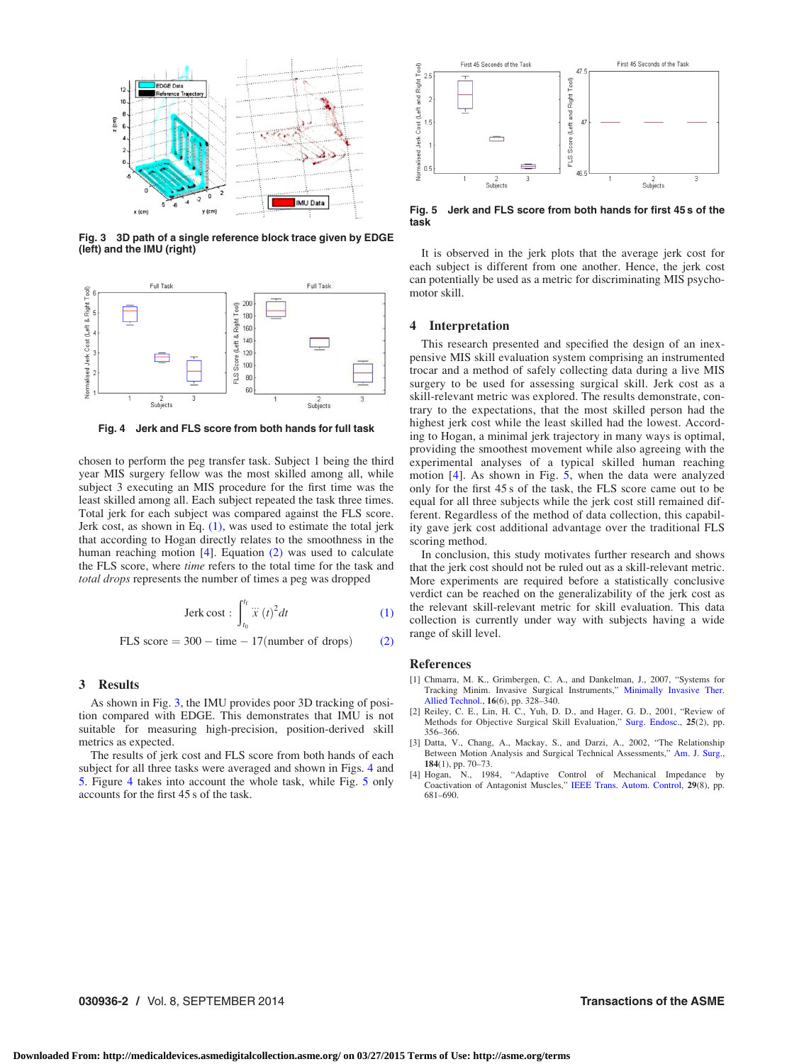EDGE Data
Reference Trajectory
z (cm)
x (cm)
y (cm)
IMU Data

**Fig. 3 3D path of a single reference block trace given by EDGE (left) and the IMU (right)**

Full Task
Normalised Jerk Cost (Left & Right Tool)
Subjects
Full Task
FLS Score (Left & Right Tool)
Subjects

**Fig. 4 Jerk and FLS score from both hands for full task**

chosen to perform the peg transfer task. Subject 1 being the third year MIS surgery fellow was the most skilled among all, while subject 3 executing an MIS procedure for the first time was the least skilled among all. Each subject repeated the task three times. Total jerk for each subject was compared against the FLS score. Jerk cost, as shown in Eq. (1), was used to estimate the total jerk that according to Hogan directly relates to the smoothness in the human reaching motion [4]. Equation (2) was used to calculate the FLS score, where *time* refers to the total time for the task and *total drops* represents the number of times a peg was dropped

$$\text{Jerk cost}: \int_{t_0}^{t_f} \dddot{x}(t)^2 dt \tag{1}$$

$$\text{FLS score} = 300 - \text{time} - 17(\text{number of drops}) \tag{2}$$

## 3 Results

As shown in Fig. 3, the IMU provides poor 3D tracking of position compared with EDGE. This demonstrates that IMU is not suitable for measuring high-precision, position-derived skill metrics as expected.

The results of jerk cost and FLS score from both hands of each subject for all three tasks were averaged and shown in Figs. 4 and 5. Figure 4 takes into account the whole task, while Fig. 5 only accounts for the first 45 s of the task.

First 45 Seconds of the Task
Normalised Jerk Cost (Left and Right Tool)
Subjects
First 45 Seconds of the Task
FLS Score (Left and Right Tool)
Subjects

**Fig. 5 Jerk and FLS score from both hands for first 45 s of the task**

It is observed in the jerk plots that the average jerk cost for each subject is different from one another. Hence, the jerk cost can potentially be used as a metric for discriminating MIS psychomotor skill.

## 4 Interpretation

This research presented and specified the design of an inexpensive MIS skill evaluation system comprising an instrumented trocar and a method of safely collecting data during a live MIS surgery to be used for assessing surgical skill. Jerk cost as a skill-relevant metric was explored. The results demonstrate, contrary to the expectations, that the most skilled person had the highest jerk cost while the least skilled had the lowest. According to Hogan, a minimal jerk trajectory in many ways is optimal, providing the smoothest movement while also agreeing with the experimental analyses of a typical skilled human reaching motion [4]. As shown in Fig. 5, when the data were analyzed only for the first 45 s of the task, the FLS score came out to be equal for all three subjects while the jerk cost still remained different. Regardless of the method of data collection, this capability gave jerk cost additional advantage over the traditional FLS scoring method.

In conclusion, this study motivates further research and shows that the jerk cost should not be ruled out as a skill-relevant metric. More experiments are required before a statistically conclusive verdict can be reached on the generalizability of the jerk cost as the relevant skill-relevant metric for skill evaluation. This data collection is currently under way with subjects having a wide range of skill level.

## References

[1] Chmarra, M. K., Grimbergen, C. A., and Dankelman, J., 2007, "Systems for Tracking Minim. Invasive Surgical Instruments," Minimally Invasive Ther. Allied Technol., **16**(6), pp. 328–340.

[2] Reiley, C. E., Lin, H. C., Yuh, D. D., and Hager, G. D., 2001, "Review of Methods for Objective Surgical Skill Evaluation," Surg. Endosc., **25**(2), pp. 356–366.

[3] Datta, V., Chang, A., Mackay, S., and Darzi, A., 2002, "The Relationship Between Motion Analysis and Surgical Technical Assessments," Am. J. Surg., **184**(1), pp. 70–73.

[4] Hogan, N., 1984, "Adaptive Control of Mechanical Impedance by Coactivation of Antagonist Muscles," IEEE Trans. Autom. Control, **29**(8), pp. 681–690.